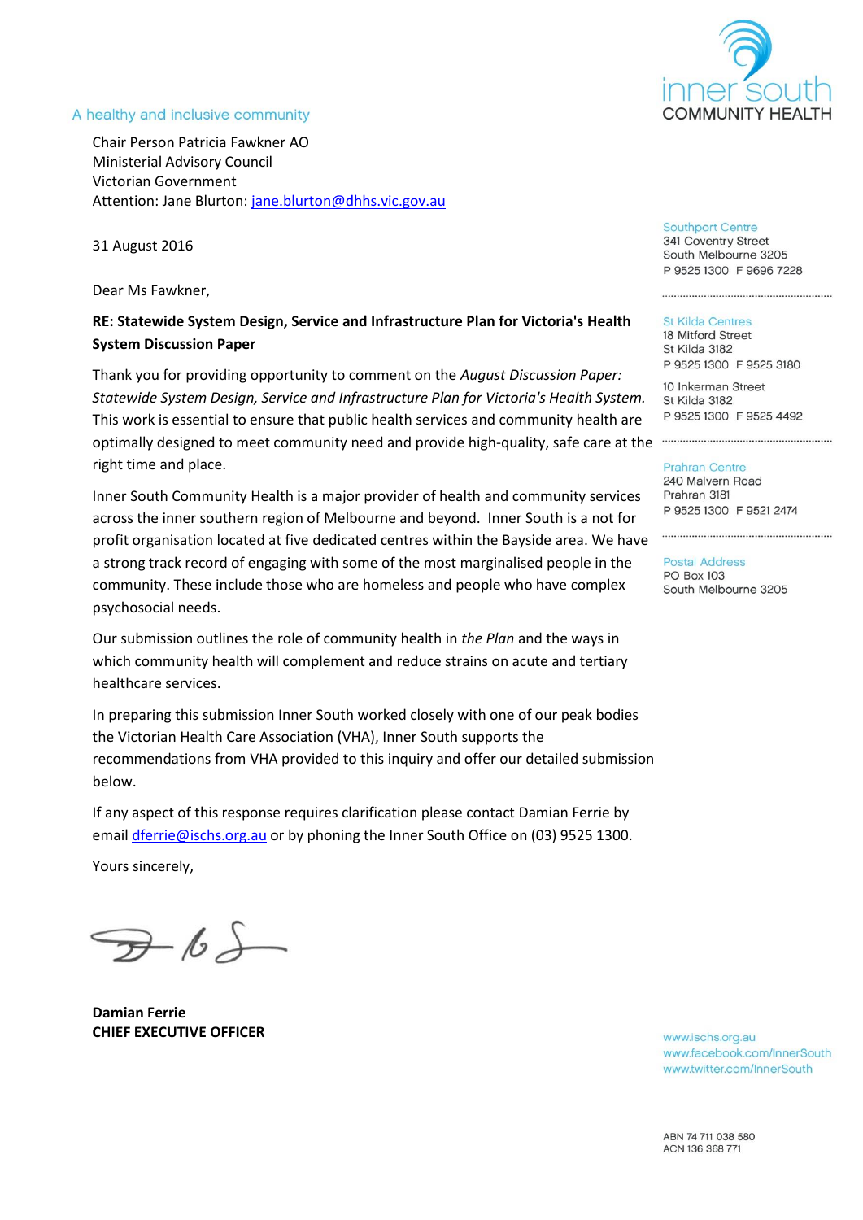inner south COMMUNITY HEALTH

A healthy and inclusive community

Chair Person Patricia Fawkner AO
Ministerial Advisory Council
Victorian Government
Attention: Jane Blurton: jane.blurton@dhhs.vic.gov.au

31 August 2016

Dear Ms Fawkner,

**RE: Statewide System Design, Service and Infrastructure Plan for Victoria's Health System Discussion Paper**

Thank you for providing opportunity to comment on the *August Discussion Paper: Statewide System Design, Service and Infrastructure Plan for Victoria's Health System.* This work is essential to ensure that public health services and community health are optimally designed to meet community need and provide high-quality, safe care at the right time and place.

Inner South Community Health is a major provider of health and community services across the inner southern region of Melbourne and beyond. Inner South is a not for profit organisation located at five dedicated centres within the Bayside area. We have a strong track record of engaging with some of the most marginalised people in the community. These include those who are homeless and people who have complex psychosocial needs.

Our submission outlines the role of community health in *the Plan* and the ways in which community health will complement and reduce strains on acute and tertiary healthcare services.

In preparing this submission Inner South worked closely with one of our peak bodies the Victorian Health Care Association (VHA), Inner South supports the recommendations from VHA provided to this inquiry and offer our detailed submission below.

If any aspect of this response requires clarification please contact Damian Ferrie by email dferrie@ischs.org.au or by phoning the Inner South Office on (03) 9525 1300.

Yours sincerely,

**Damian Ferrie**
**CHIEF EXECUTIVE OFFICER**

Southport Centre
341 Coventry Street
South Melbourne 3205
P 9525 1300 F 9696 7228

St Kilda Centres
18 Mitford Street
St Kilda 3182
P 9525 1300 F 9525 3180

10 Inkerman Street
St Kilda 3182
P 9525 1300 F 9525 4492

Prahran Centre
240 Malvern Road
Prahran 3181
P 9525 1300 F 9521 2474

Postal Address
PO Box 103
South Melbourne 3205

www.ischs.org.au
www.facebook.com/InnerSouth
www.twitter.com/InnerSouth

ABN 74 711 038 580
ACN 136 368 771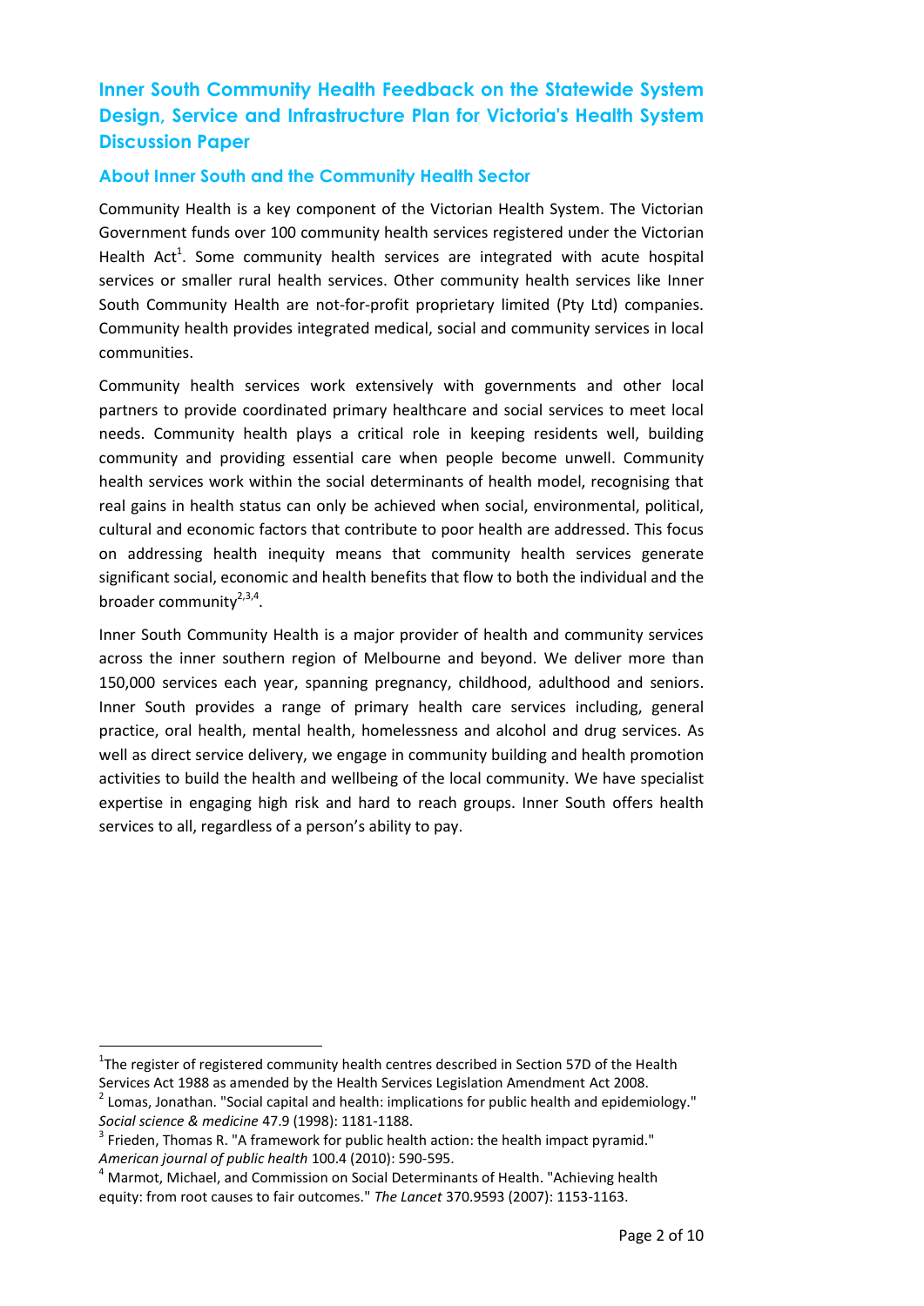## Inner South Community Health Feedback on the Statewide System Design, Service and Infrastructure Plan for Victoria's Health System Discussion Paper

### About Inner South and the Community Health Sector

Community Health is a key component of the Victorian Health System. The Victorian Government funds over 100 community health services registered under the Victorian Health Act[1]. Some community health services are integrated with acute hospital services or smaller rural health services. Other community health services like Inner South Community Health are not-for-profit proprietary limited (Pty Ltd) companies. Community health provides integrated medical, social and community services in local communities.

Community health services work extensively with governments and other local partners to provide coordinated primary healthcare and social services to meet local needs. Community health plays a critical role in keeping residents well, building community and providing essential care when people become unwell. Community health services work within the social determinants of health model, recognising that real gains in health status can only be achieved when social, environmental, political, cultural and economic factors that contribute to poor health are addressed. This focus on addressing health inequity means that community health services generate significant social, economic and health benefits that flow to both the individual and the broader community[2,3,4].

Inner South Community Health is a major provider of health and community services across the inner southern region of Melbourne and beyond. We deliver more than 150,000 services each year, spanning pregnancy, childhood, adulthood and seniors. Inner South provides a range of primary health care services including, general practice, oral health, mental health, homelessness and alcohol and drug services. As well as direct service delivery, we engage in community building and health promotion activities to build the health and wellbeing of the local community. We have specialist expertise in engaging high risk and hard to reach groups. Inner South offers health services to all, regardless of a person's ability to pay.

---

[1] The register of registered community health centres described in Section 57D of the Health Services Act 1988 as amended by the Health Services Legislation Amendment Act 2008.

[2] Lomas, Jonathan. "Social capital and health: implications for public health and epidemiology." *Social science & medicine* 47.9 (1998): 1181-1188.

[3] Frieden, Thomas R. "A framework for public health action: the health impact pyramid." *American journal of public health* 100.4 (2010): 590-595.

[4] Marmot, Michael, and Commission on Social Determinants of Health. "Achieving health equity: from root causes to fair outcomes." *The Lancet* 370.9593 (2007): 1153-1163.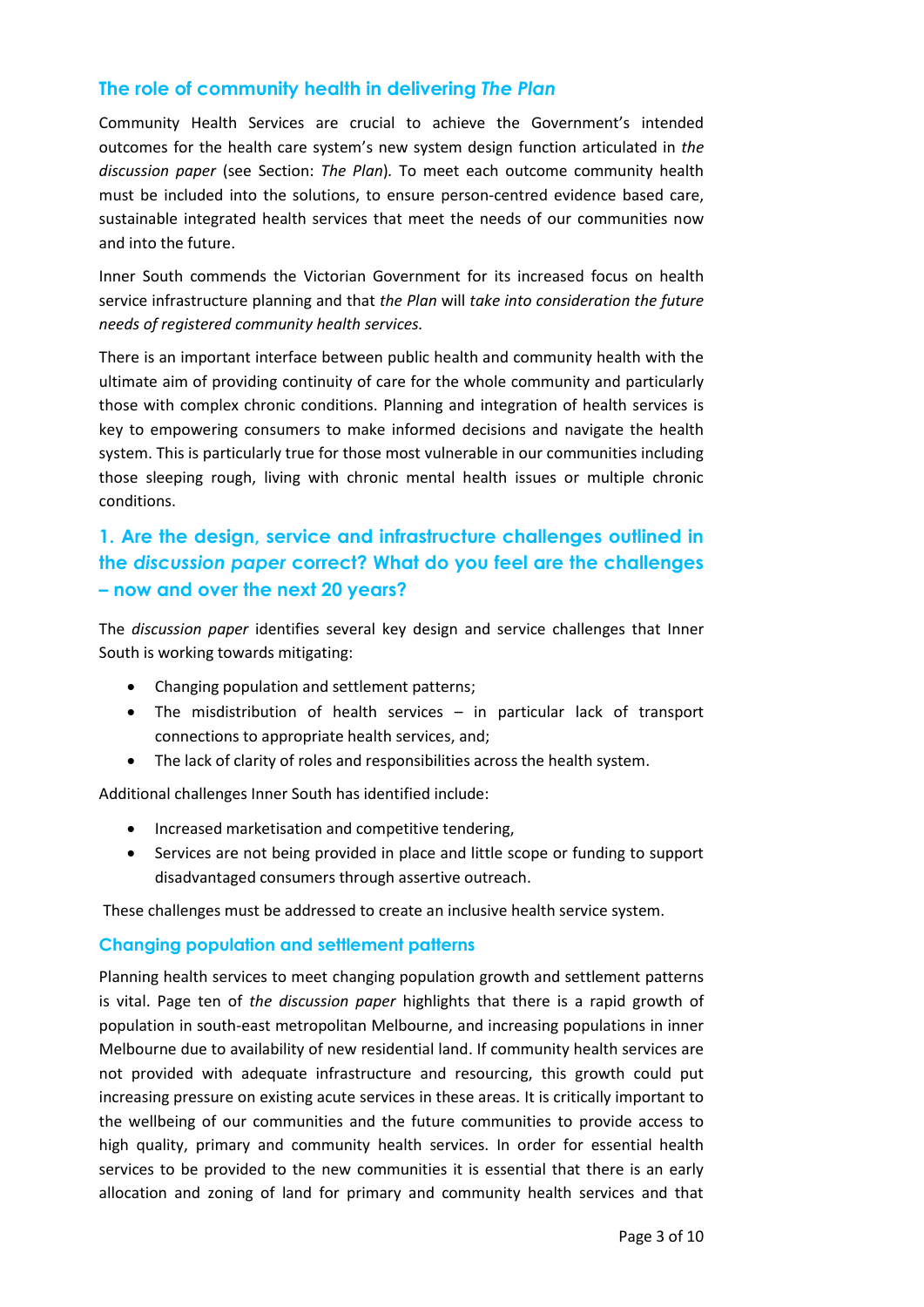## The role of community health in delivering *The Plan*

Community Health Services are crucial to achieve the Government's intended outcomes for the health care system's new system design function articulated in *the discussion paper* (see Section: *The Plan*). To meet each outcome community health must be included into the solutions, to ensure person-centred evidence based care, sustainable integrated health services that meet the needs of our communities now and into the future.

Inner South commends the Victorian Government for its increased focus on health service infrastructure planning and that *the Plan* will *take into consideration the future needs of registered community health services.*

There is an important interface between public health and community health with the ultimate aim of providing continuity of care for the whole community and particularly those with complex chronic conditions. Planning and integration of health services is key to empowering consumers to make informed decisions and navigate the health system. This is particularly true for those most vulnerable in our communities including those sleeping rough, living with chronic mental health issues or multiple chronic conditions.

## 1. Are the design, service and infrastructure challenges outlined in the *discussion paper* correct? What do you feel are the challenges – now and over the next 20 years?

The *discussion paper* identifies several key design and service challenges that Inner South is working towards mitigating:

- Changing population and settlement patterns;
- The misdistribution of health services – in particular lack of transport connections to appropriate health services, and;
- The lack of clarity of roles and responsibilities across the health system.

Additional challenges Inner South has identified include:

- Increased marketisation and competitive tendering,
- Services are not being provided in place and little scope or funding to support disadvantaged consumers through assertive outreach.

These challenges must be addressed to create an inclusive health service system.

### Changing population and settlement patterns

Planning health services to meet changing population growth and settlement patterns is vital. Page ten of *the discussion paper* highlights that there is a rapid growth of population in south-east metropolitan Melbourne, and increasing populations in inner Melbourne due to availability of new residential land. If community health services are not provided with adequate infrastructure and resourcing, this growth could put increasing pressure on existing acute services in these areas. It is critically important to the wellbeing of our communities and the future communities to provide access to high quality, primary and community health services. In order for essential health services to be provided to the new communities it is essential that there is an early allocation and zoning of land for primary and community health services and that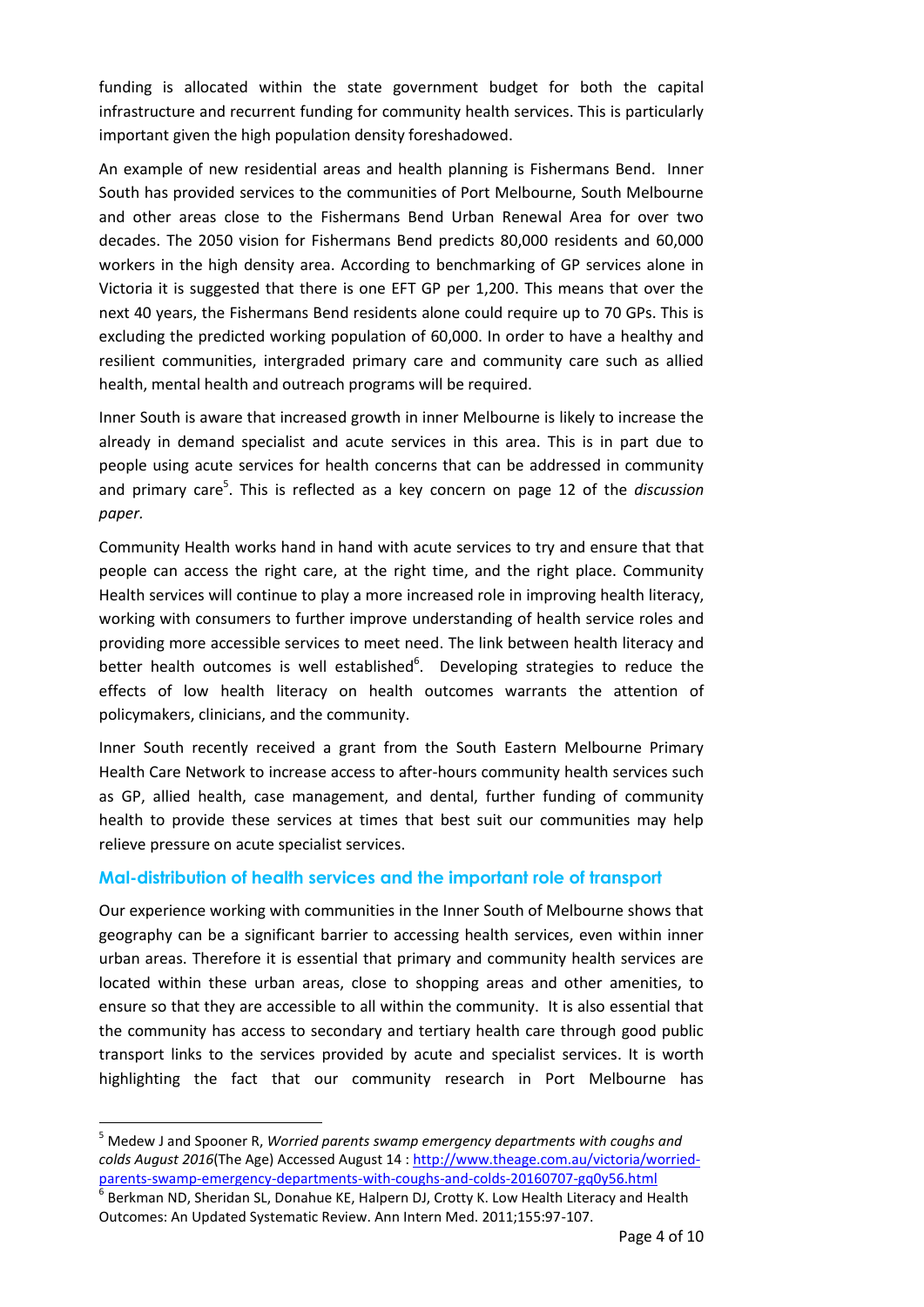funding is allocated within the state government budget for both the capital infrastructure and recurrent funding for community health services. This is particularly important given the high population density foreshadowed.

An example of new residential areas and health planning is Fishermans Bend. Inner South has provided services to the communities of Port Melbourne, South Melbourne and other areas close to the Fishermans Bend Urban Renewal Area for over two decades. The 2050 vision for Fishermans Bend predicts 80,000 residents and 60,000 workers in the high density area. According to benchmarking of GP services alone in Victoria it is suggested that there is one EFT GP per 1,200. This means that over the next 40 years, the Fishermans Bend residents alone could require up to 70 GPs. This is excluding the predicted working population of 60,000. In order to have a healthy and resilient communities, intergraded primary care and community care such as allied health, mental health and outreach programs will be required.

Inner South is aware that increased growth in inner Melbourne is likely to increase the already in demand specialist and acute services in this area. This is in part due to people using acute services for health concerns that can be addressed in community and primary care[5]. This is reflected as a key concern on page 12 of the *discussion paper.*

Community Health works hand in hand with acute services to try and ensure that that people can access the right care, at the right time, and the right place. Community Health services will continue to play a more increased role in improving health literacy, working with consumers to further improve understanding of health service roles and providing more accessible services to meet need. The link between health literacy and better health outcomes is well established[6]. Developing strategies to reduce the effects of low health literacy on health outcomes warrants the attention of policymakers, clinicians, and the community.

Inner South recently received a grant from the South Eastern Melbourne Primary Health Care Network to increase access to after-hours community health services such as GP, allied health, case management, and dental, further funding of community health to provide these services at times that best suit our communities may help relieve pressure on acute specialist services.

## Mal-distribution of health services and the important role of transport

Our experience working with communities in the Inner South of Melbourne shows that geography can be a significant barrier to accessing health services, even within inner urban areas. Therefore it is essential that primary and community health services are located within these urban areas, close to shopping areas and other amenities, to ensure so that they are accessible to all within the community. It is also essential that the community has access to secondary and tertiary health care through good public transport links to the services provided by acute and specialist services. It is worth highlighting the fact that our community research in Port Melbourne has

---

[5] Medew J and Spooner R, *Worried parents swamp emergency departments with coughs and colds August 2016*(The Age) Accessed August 14 : http://www.theage.com.au/victoria/worried-parents-swamp-emergency-departments-with-coughs-and-colds-20160707-gq0y56.html

[6] Berkman ND, Sheridan SL, Donahue KE, Halpern DJ, Crotty K. Low Health Literacy and Health Outcomes: An Updated Systematic Review. Ann Intern Med. 2011;155:97-107.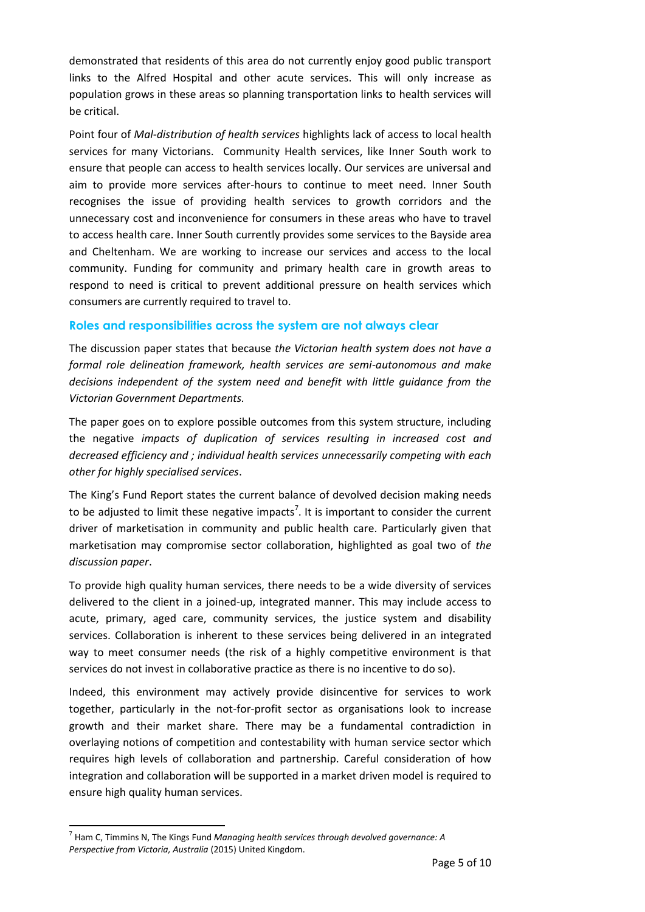demonstrated that residents of this area do not currently enjoy good public transport links to the Alfred Hospital and other acute services. This will only increase as population grows in these areas so planning transportation links to health services will be critical.

Point four of *Mal-distribution of health services* highlights lack of access to local health services for many Victorians. Community Health services, like Inner South work to ensure that people can access to health services locally. Our services are universal and aim to provide more services after-hours to continue to meet need. Inner South recognises the issue of providing health services to growth corridors and the unnecessary cost and inconvenience for consumers in these areas who have to travel to access health care. Inner South currently provides some services to the Bayside area and Cheltenham. We are working to increase our services and access to the local community. Funding for community and primary health care in growth areas to respond to need is critical to prevent additional pressure on health services which consumers are currently required to travel to.

### Roles and responsibilities across the system are not always clear

The discussion paper states that because *the Victorian health system does not have a formal role delineation framework, health services are semi-autonomous and make decisions independent of the system need and benefit with little guidance from the Victorian Government Departments.*

The paper goes on to explore possible outcomes from this system structure, including the negative *impacts of duplication of services resulting in increased cost and decreased efficiency and ; individual health services unnecessarily competing with each other for highly specialised services*.

The King's Fund Report states the current balance of devolved decision making needs to be adjusted to limit these negative impacts[7]. It is important to consider the current driver of marketisation in community and public health care. Particularly given that marketisation may compromise sector collaboration, highlighted as goal two of *the discussion paper*.

To provide high quality human services, there needs to be a wide diversity of services delivered to the client in a joined-up, integrated manner. This may include access to acute, primary, aged care, community services, the justice system and disability services. Collaboration is inherent to these services being delivered in an integrated way to meet consumer needs (the risk of a highly competitive environment is that services do not invest in collaborative practice as there is no incentive to do so).

Indeed, this environment may actively provide disincentive for services to work together, particularly in the not-for-profit sector as organisations look to increase growth and their market share. There may be a fundamental contradiction in overlaying notions of competition and contestability with human service sector which requires high levels of collaboration and partnership. Careful consideration of how integration and collaboration will be supported in a market driven model is required to ensure high quality human services.

---

[7] Ham C, Timmins N, The Kings Fund *Managing health services through devolved governance: A Perspective from Victoria, Australia* (2015) United Kingdom.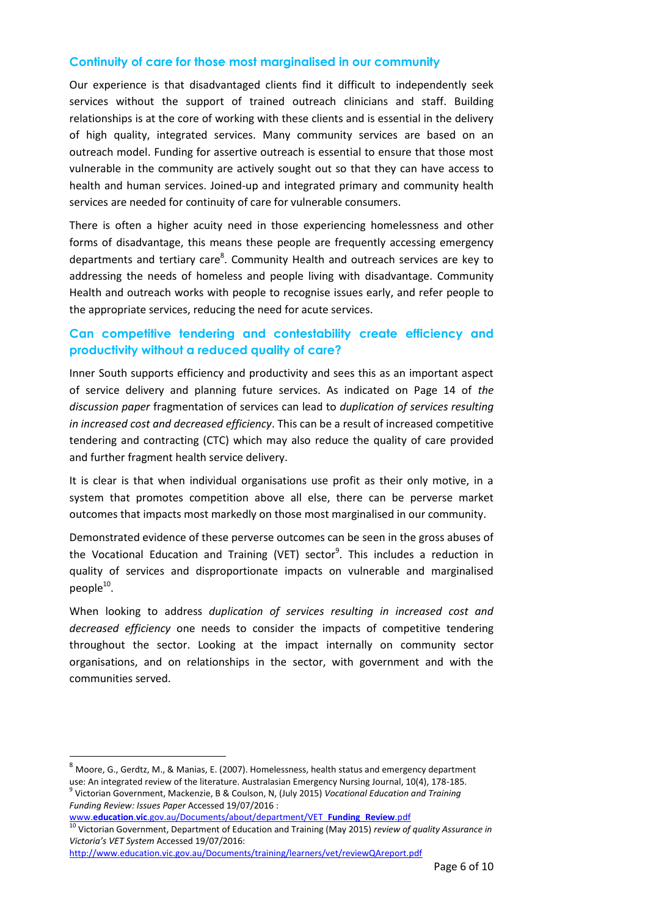## Continuity of care for those most marginalised in our community

Our experience is that disadvantaged clients find it difficult to independently seek services without the support of trained outreach clinicians and staff. Building relationships is at the core of working with these clients and is essential in the delivery of high quality, integrated services. Many community services are based on an outreach model. Funding for assertive outreach is essential to ensure that those most vulnerable in the community are actively sought out so that they can have access to health and human services. Joined-up and integrated primary and community health services are needed for continuity of care for vulnerable consumers.

There is often a higher acuity need in those experiencing homelessness and other forms of disadvantage, this means these people are frequently accessing emergency departments and tertiary care[8]. Community Health and outreach services are key to addressing the needs of homeless and people living with disadvantage. Community Health and outreach works with people to recognise issues early, and refer people to the appropriate services, reducing the need for acute services.

## Can competitive tendering and contestability create efficiency and productivity without a reduced quality of care?

Inner South supports efficiency and productivity and sees this as an important aspect of service delivery and planning future services. As indicated on Page 14 of *the discussion paper* fragmentation of services can lead to *duplication of services resulting in increased cost and decreased efficiency*. This can be a result of increased competitive tendering and contracting (CTC) which may also reduce the quality of care provided and further fragment health service delivery.

It is clear is that when individual organisations use profit as their only motive, in a system that promotes competition above all else, there can be perverse market outcomes that impacts most markedly on those most marginalised in our community.

Demonstrated evidence of these perverse outcomes can be seen in the gross abuses of the Vocational Education and Training (VET) sector[9]. This includes a reduction in quality of services and disproportionate impacts on vulnerable and marginalised people[10].

When looking to address *duplication of services resulting in increased cost and decreased efficiency* one needs to consider the impacts of competitive tendering throughout the sector. Looking at the impact internally on community sector organisations, and on relationships in the sector, with government and with the communities served.

---

[8] Moore, G., Gerdtz, M., & Manias, E. (2007). Homelessness, health status and emergency department use: An integrated review of the literature. Australasian Emergency Nursing Journal, 10(4), 178-185.

[9] Victorian Government, Mackenzie, B & Coulson, N, (July 2015) *Vocational Education and Training Funding Review: Issues Paper* Accessed 19/07/2016 : www.**education**.**vic**.gov.au/Documents/about/department/VET_**Funding**_**Review**.pdf

[10] Victorian Government, Department of Education and Training (May 2015) *review of quality Assurance in Victoria's VET System* Accessed 19/07/2016: http://www.education.vic.gov.au/Documents/training/learners/vet/reviewQAreport.pdf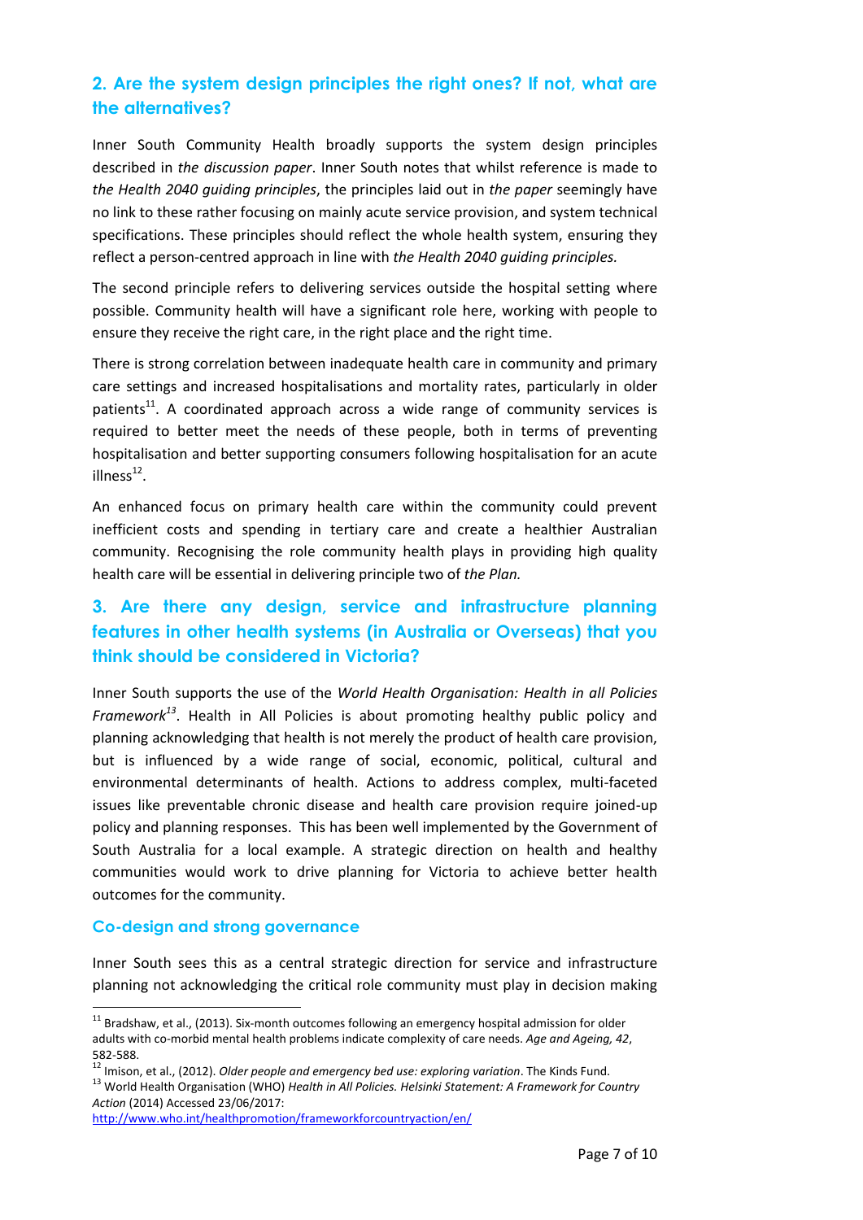## 2. Are the system design principles the right ones? If not, what are the alternatives?

Inner South Community Health broadly supports the system design principles described in *the discussion paper*. Inner South notes that whilst reference is made to *the Health 2040 guiding principles*, the principles laid out in *the paper* seemingly have no link to these rather focusing on mainly acute service provision, and system technical specifications. These principles should reflect the whole health system, ensuring they reflect a person-centred approach in line with *the Health 2040 guiding principles.*

The second principle refers to delivering services outside the hospital setting where possible. Community health will have a significant role here, working with people to ensure they receive the right care, in the right place and the right time.

There is strong correlation between inadequate health care in community and primary care settings and increased hospitalisations and mortality rates, particularly in older patients[11]. A coordinated approach across a wide range of community services is required to better meet the needs of these people, both in terms of preventing hospitalisation and better supporting consumers following hospitalisation for an acute illness[12].

An enhanced focus on primary health care within the community could prevent inefficient costs and spending in tertiary care and create a healthier Australian community. Recognising the role community health plays in providing high quality health care will be essential in delivering principle two of *the Plan.*

## 3. Are there any design, service and infrastructure planning features in other health systems (in Australia or Overseas) that you think should be considered in Victoria?

Inner South supports the use of the *World Health Organisation: Health in all Policies Framework*[13]. Health in All Policies is about promoting healthy public policy and planning acknowledging that health is not merely the product of health care provision, but is influenced by a wide range of social, economic, political, cultural and environmental determinants of health. Actions to address complex, multi-faceted issues like preventable chronic disease and health care provision require joined-up policy and planning responses. This has been well implemented by the Government of South Australia for a local example. A strategic direction on health and healthy communities would work to drive planning for Victoria to achieve better health outcomes for the community.

### Co-design and strong governance

Inner South sees this as a central strategic direction for service and infrastructure planning not acknowledging the critical role community must play in decision making

---

[11] Bradshaw, et al., (2013). Six-month outcomes following an emergency hospital admission for older adults with co-morbid mental health problems indicate complexity of care needs. *Age and Ageing, 42*, 582-588.

[12] Imison, et al., (2012). *Older people and emergency bed use: exploring variation*. The Kinds Fund.

[13] World Health Organisation (WHO) *Health in All Policies. Helsinki Statement: A Framework for Country Action* (2014) Accessed 23/06/2017: http://www.who.int/healthpromotion/frameworkforcountryaction/en/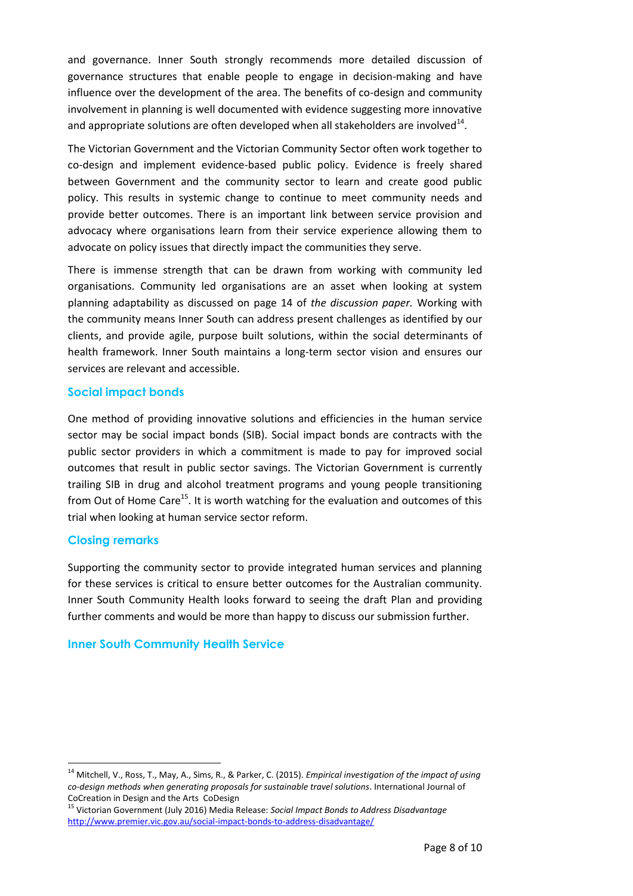and governance. Inner South strongly recommends more detailed discussion of governance structures that enable people to engage in decision-making and have influence over the development of the area. The benefits of co-design and community involvement in planning is well documented with evidence suggesting more innovative and appropriate solutions are often developed when all stakeholders are involved[14].

The Victorian Government and the Victorian Community Sector often work together to co-design and implement evidence-based public policy. Evidence is freely shared between Government and the community sector to learn and create good public policy. This results in systemic change to continue to meet community needs and provide better outcomes. There is an important link between service provision and advocacy where organisations learn from their service experience allowing them to advocate on policy issues that directly impact the communities they serve.

There is immense strength that can be drawn from working with community led organisations. Community led organisations are an asset when looking at system planning adaptability as discussed on page 14 of *the discussion paper.* Working with the community means Inner South can address present challenges as identified by our clients, and provide agile, purpose built solutions, within the social determinants of health framework. Inner South maintains a long-term sector vision and ensures our services are relevant and accessible.

## Social impact bonds

One method of providing innovative solutions and efficiencies in the human service sector may be social impact bonds (SIB). Social impact bonds are contracts with the public sector providers in which a commitment is made to pay for improved social outcomes that result in public sector savings. The Victorian Government is currently trailing SIB in drug and alcohol treatment programs and young people transitioning from Out of Home Care[15]. It is worth watching for the evaluation and outcomes of this trial when looking at human service sector reform.

## Closing remarks

Supporting the community sector to provide integrated human services and planning for these services is critical to ensure better outcomes for the Australian community. Inner South Community Health looks forward to seeing the draft Plan and providing further comments and would be more than happy to discuss our submission further.

## Inner South Community Health Service

---

[14] Mitchell, V., Ross, T., May, A., Sims, R., & Parker, C. (2015). *Empirical investigation of the impact of using co-design methods when generating proposals for sustainable travel solutions*. International Journal of CoCreation in Design and the Arts CoDesign

[15] Victorian Government (July 2016) Media Release: *Social Impact Bonds to Address Disadvantage* http://www.premier.vic.gov.au/social-impact-bonds-to-address-disadvantage/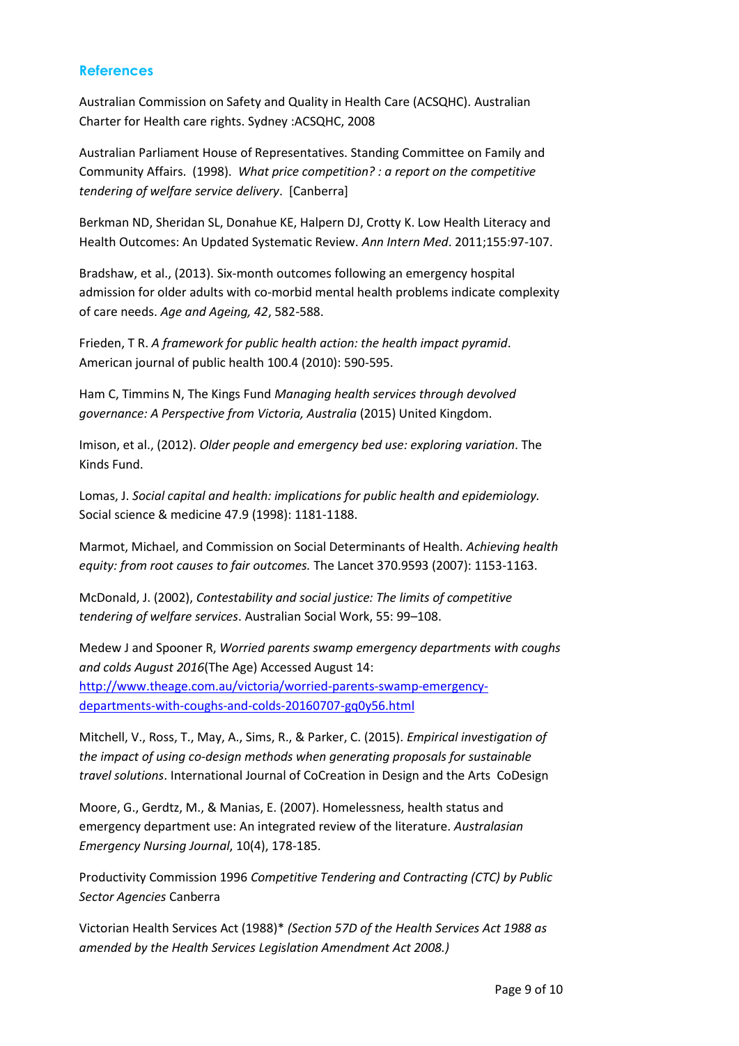## References

Australian Commission on Safety and Quality in Health Care (ACSQHC). Australian Charter for Health care rights. Sydney :ACSQHC, 2008

Australian Parliament House of Representatives. Standing Committee on Family and Community Affairs. (1998). *What price competition? : a report on the competitive tendering of welfare service delivery*. [Canberra]

Berkman ND, Sheridan SL, Donahue KE, Halpern DJ, Crotty K. Low Health Literacy and Health Outcomes: An Updated Systematic Review. *Ann Intern Med*. 2011;155:97-107.

Bradshaw, et al., (2013). Six-month outcomes following an emergency hospital admission for older adults with co-morbid mental health problems indicate complexity of care needs. *Age and Ageing, 42*, 582-588.

Frieden, T R. *A framework for public health action: the health impact pyramid*. American journal of public health 100.4 (2010): 590-595.

Ham C, Timmins N, The Kings Fund *Managing health services through devolved governance: A Perspective from Victoria, Australia* (2015) United Kingdom.

Imison, et al., (2012). *Older people and emergency bed use: exploring variation*. The Kinds Fund.

Lomas, J. *Social capital and health: implications for public health and epidemiology.* Social science & medicine 47.9 (1998): 1181-1188.

Marmot, Michael, and Commission on Social Determinants of Health. *Achieving health equity: from root causes to fair outcomes.* The Lancet 370.9593 (2007): 1153-1163.

McDonald, J. (2002), *Contestability and social justice: The limits of competitive tendering of welfare services*. Australian Social Work, 55: 99–108.

Medew J and Spooner R, *Worried parents swamp emergency departments with coughs and colds August 2016*(The Age) Accessed August 14: [http://www.theage.com.au/victoria/worried-parents-swamp-emergency-departments-with-coughs-and-colds-20160707-gq0y56.html](http://www.theage.com.au/victoria/worried-parents-swamp-emergency-departments-with-coughs-and-colds-20160707-gq0y56.html)

Mitchell, V., Ross, T., May, A., Sims, R., & Parker, C. (2015). *Empirical investigation of the impact of using co-design methods when generating proposals for sustainable travel solutions*. International Journal of CoCreation in Design and the Arts CoDesign

Moore, G., Gerdtz, M., & Manias, E. (2007). Homelessness, health status and emergency department use: An integrated review of the literature. *Australasian Emergency Nursing Journal*, 10(4), 178-185.

Productivity Commission 1996 *Competitive Tendering and Contracting (CTC) by Public Sector Agencies* Canberra

Victorian Health Services Act (1988)* *(Section 57D of the Health Services Act 1988 as amended by the Health Services Legislation Amendment Act 2008.)*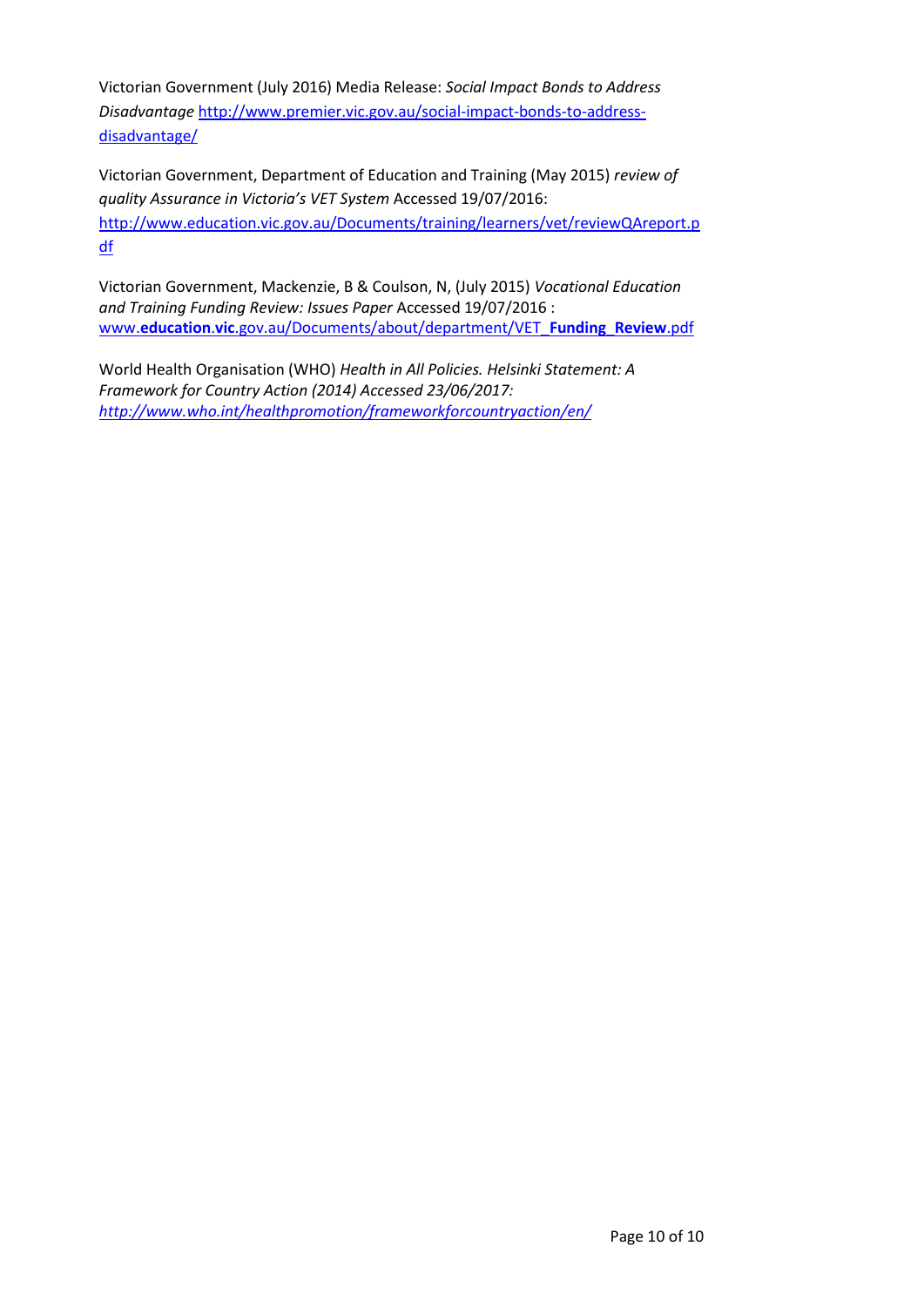Victorian Government (July 2016) Media Release: *Social Impact Bonds to Address Disadvantage* http://www.premier.vic.gov.au/social-impact-bonds-to-address-disadvantage/

Victorian Government, Department of Education and Training (May 2015) *review of quality Assurance in Victoria's VET System* Accessed 19/07/2016: http://www.education.vic.gov.au/Documents/training/learners/vet/reviewQAreport.pdf

Victorian Government, Mackenzie, B & Coulson, N, (July 2015) *Vocational Education and Training Funding Review: Issues Paper* Accessed 19/07/2016 : www.**education**.**vic**.gov.au/Documents/about/department/VET_**Funding**_**Review**.pdf

World Health Organisation (WHO) *Health in All Policies. Helsinki Statement: A Framework for Country Action (2014) Accessed 23/06/2017: http://www.who.int/healthpromotion/frameworkforcountryaction/en/*